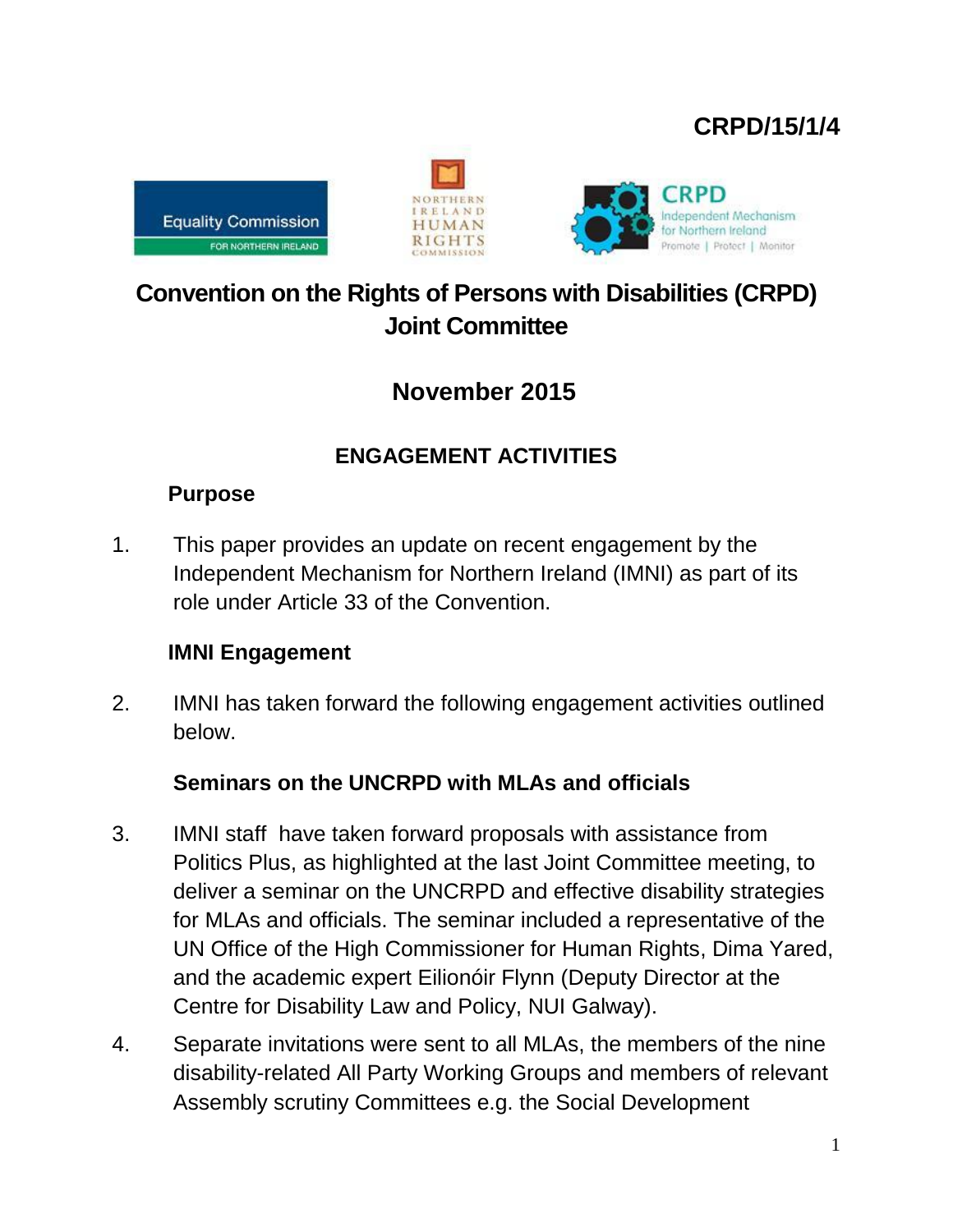CRPD/15/1/4

# Convention on the Rights of Persons with Disabilities (CRPD) Joint Committee

## November 2015

### ENGAGEMENT ACTIVITIES

**Purpose**

1. This paper provides an update on recent engagement by the Independent Mechanism for Northern Ireland (IMNI) as part of its role under Article 33 of the Convention.

**IMNI Engagement**

2. IMNI has taken forward the following engagement activities outlined below.

**Seminars on the UNCRPD with MLAs and officials**

3. IMNI staff have taken forward proposals with assistance from Politics Plus, as highlighted at the last Joint Committee meeting, to deliver a seminar on the UNCRPD and effective disability strategies for MLAs and officials. The seminar included a representative of the UN Office of the High Commissioner for Human Rights, Dima Yared, and the academic expert Eilionóir Flynn (Deputy Director at the Centre for Disability Law and Policy, NUI Galway).

4. Separate invitations were sent to all MLAs, the members of the nine disability-related All Party Working Groups and members of relevant Assembly scrutiny Committees e.g. the Social Development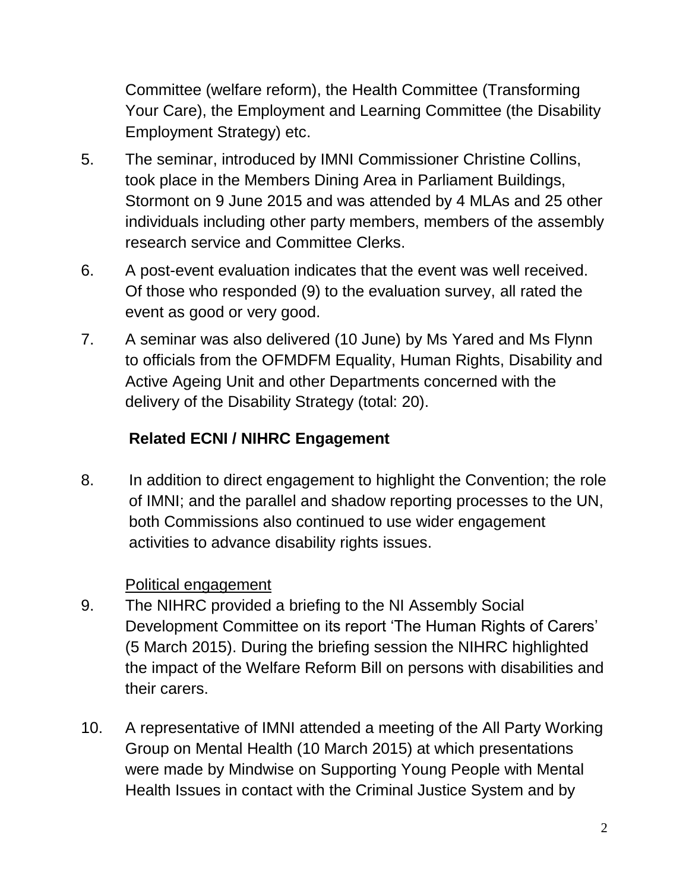Committee (welfare reform), the Health Committee (Transforming Your Care), the Employment and Learning Committee (the Disability Employment Strategy) etc.

5. The seminar, introduced by IMNI Commissioner Christine Collins, took place in the Members Dining Area in Parliament Buildings, Stormont on 9 June 2015 and was attended by 4 MLAs and 25 other individuals including other party members, members of the assembly research service and Committee Clerks.

6. A post-event evaluation indicates that the event was well received. Of those who responded (9) to the evaluation survey, all rated the event as good or very good.

7. A seminar was also delivered (10 June) by Ms Yared and Ms Flynn to officials from the OFMDFM Equality, Human Rights, Disability and Active Ageing Unit and other Departments concerned with the delivery of the Disability Strategy (total: 20).

## Related ECNI / NIHRC Engagement

8. In addition to direct engagement to highlight the Convention; the role of IMNI; and the parallel and shadow reporting processes to the UN, both Commissions also continued to use wider engagement activities to advance disability rights issues.

<u>Political engagement</u>

9. The NIHRC provided a briefing to the NI Assembly Social Development Committee on its report 'The Human Rights of Carers' (5 March 2015). During the briefing session the NIHRC highlighted the impact of the Welfare Reform Bill on persons with disabilities and their carers.

10. A representative of IMNI attended a meeting of the All Party Working Group on Mental Health (10 March 2015) at which presentations were made by Mindwise on Supporting Young People with Mental Health Issues in contact with the Criminal Justice System and by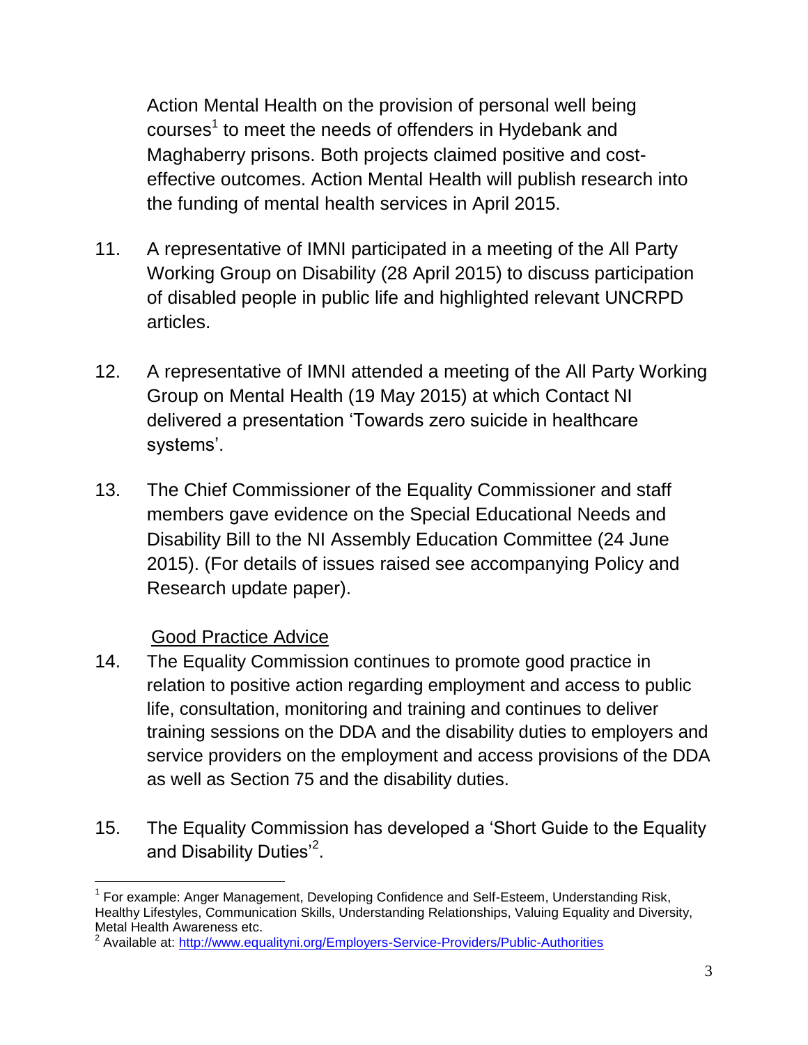Action Mental Health on the provision of personal well being courses[1] to meet the needs of offenders in Hydebank and Maghaberry prisons. Both projects claimed positive and cost-effective outcomes. Action Mental Health will publish research into the funding of mental health services in April 2015.

11. A representative of IMNI participated in a meeting of the All Party Working Group on Disability (28 April 2015) to discuss participation of disabled people in public life and highlighted relevant UNCRPD articles.

12. A representative of IMNI attended a meeting of the All Party Working Group on Mental Health (19 May 2015) at which Contact NI delivered a presentation 'Towards zero suicide in healthcare systems'.

13. The Chief Commissioner of the Equality Commissioner and staff members gave evidence on the Special Educational Needs and Disability Bill to the NI Assembly Education Committee (24 June 2015). (For details of issues raised see accompanying Policy and Research update paper).

Good Practice Advice

14. The Equality Commission continues to promote good practice in relation to positive action regarding employment and access to public life, consultation, monitoring and training and continues to deliver training sessions on the DDA and the disability duties to employers and service providers on the employment and access provisions of the DDA as well as Section 75 and the disability duties.

15. The Equality Commission has developed a 'Short Guide to the Equality and Disability Duties'[2].

---

[1] For example: Anger Management, Developing Confidence and Self-Esteem, Understanding Risk, Healthy Lifestyles, Communication Skills, Understanding Relationships, Valuing Equality and Diversity, Metal Health Awareness etc.

[2] Available at: http://www.equalityni.org/Employers-Service-Providers/Public-Authorities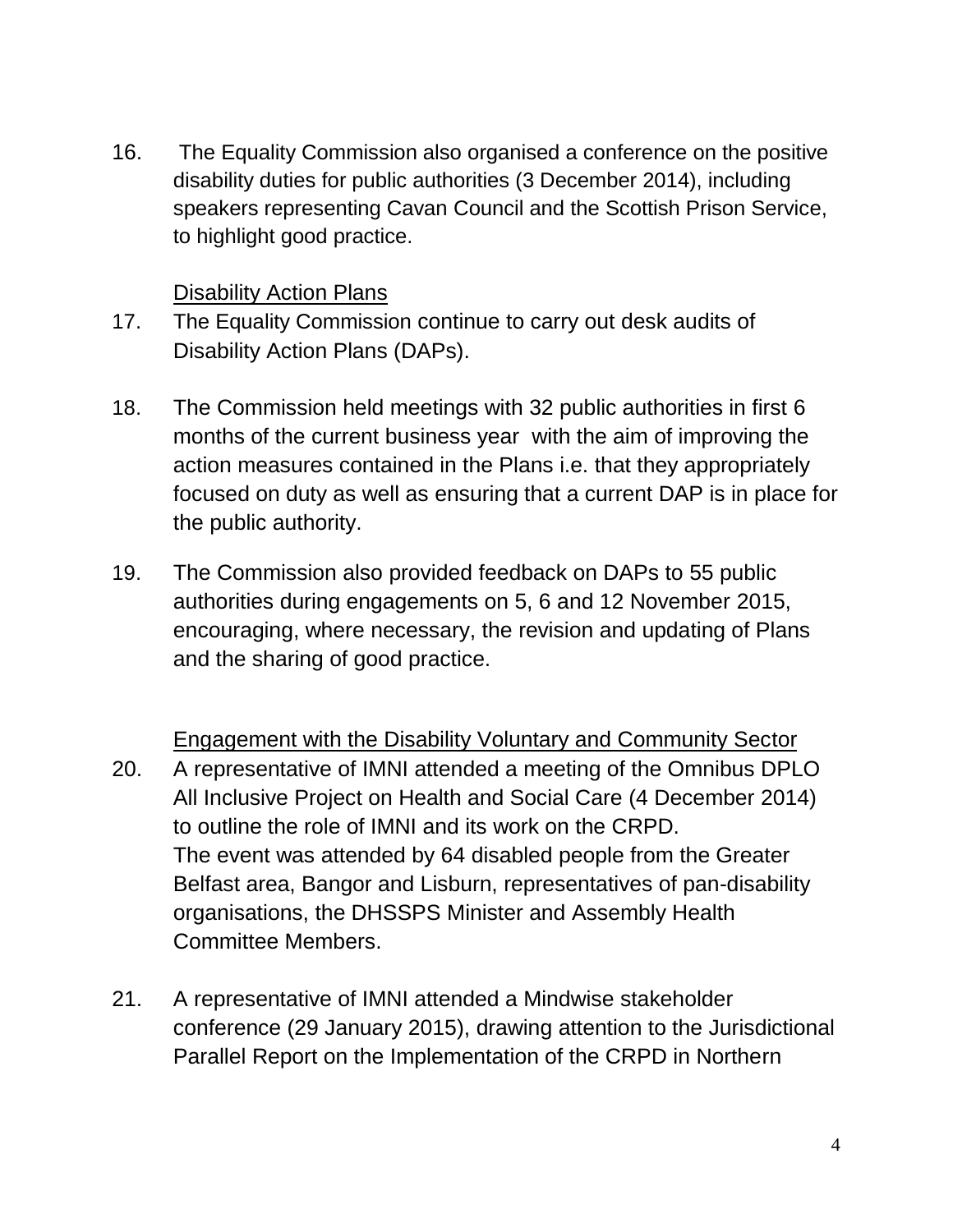16. The Equality Commission also organised a conference on the positive disability duties for public authorities (3 December 2014), including speakers representing Cavan Council and the Scottish Prison Service, to highlight good practice.

<u>Disability Action Plans</u>

17. The Equality Commission continue to carry out desk audits of Disability Action Plans (DAPs).

18. The Commission held meetings with 32 public authorities in first 6 months of the current business year with the aim of improving the action measures contained in the Plans i.e. that they appropriately focused on duty as well as ensuring that a current DAP is in place for the public authority.

19. The Commission also provided feedback on DAPs to 55 public authorities during engagements on 5, 6 and 12 November 2015, encouraging, where necessary, the revision and updating of Plans and the sharing of good practice.

<u>Engagement with the Disability Voluntary and Community Sector</u>

20. A representative of IMNI attended a meeting of the Omnibus DPLO All Inclusive Project on Health and Social Care (4 December 2014) to outline the role of IMNI and its work on the CRPD. The event was attended by 64 disabled people from the Greater Belfast area, Bangor and Lisburn, representatives of pan-disability organisations, the DHSSPS Minister and Assembly Health Committee Members.

21. A representative of IMNI attended a Mindwise stakeholder conference (29 January 2015), drawing attention to the Jurisdictional Parallel Report on the Implementation of the CRPD in Northern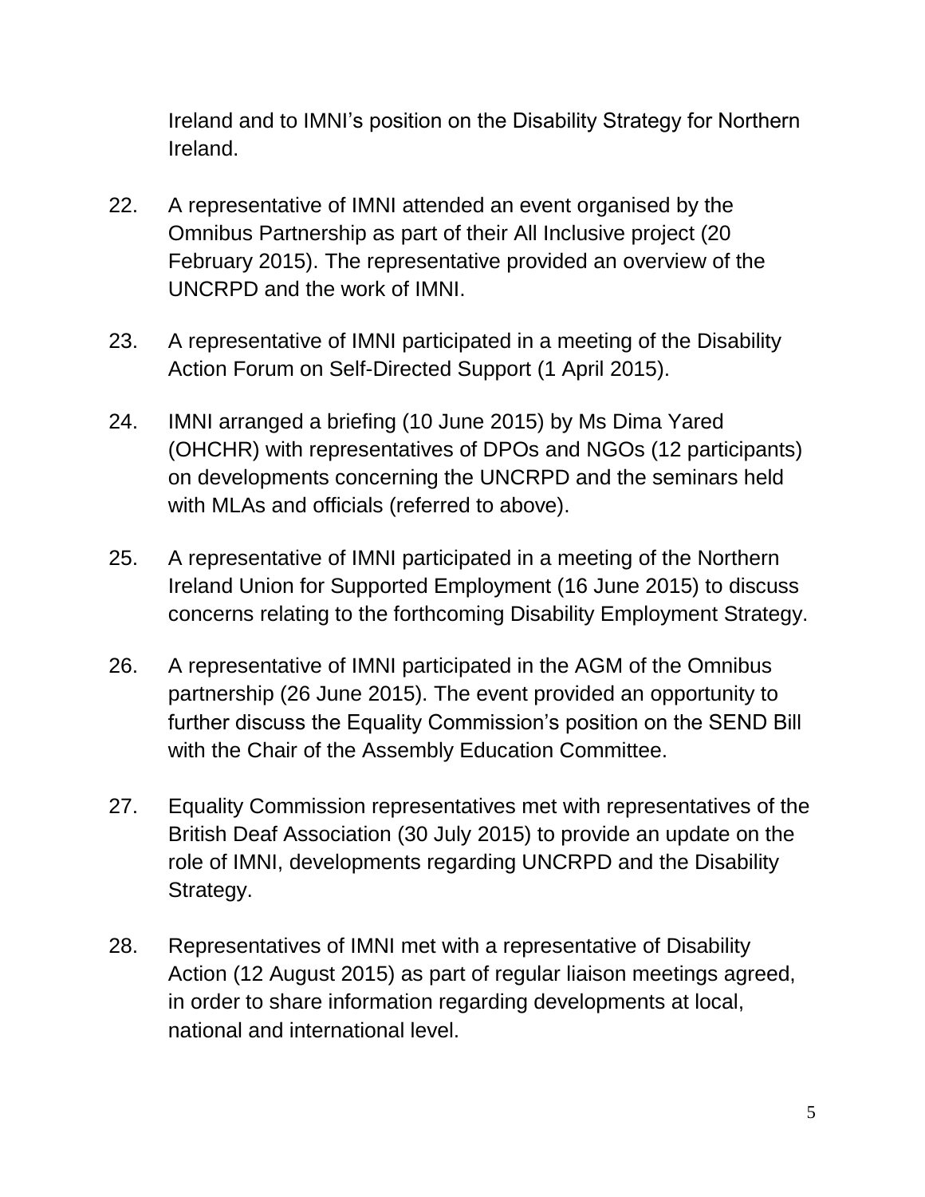Ireland and to IMNI's position on the Disability Strategy for Northern Ireland.

22. A representative of IMNI attended an event organised by the Omnibus Partnership as part of their All Inclusive project (20 February 2015). The representative provided an overview of the UNCRPD and the work of IMNI.

23. A representative of IMNI participated in a meeting of the Disability Action Forum on Self-Directed Support (1 April 2015).

24. IMNI arranged a briefing (10 June 2015) by Ms Dima Yared (OHCHR) with representatives of DPOs and NGOs (12 participants) on developments concerning the UNCRPD and the seminars held with MLAs and officials (referred to above).

25. A representative of IMNI participated in a meeting of the Northern Ireland Union for Supported Employment (16 June 2015) to discuss concerns relating to the forthcoming Disability Employment Strategy.

26. A representative of IMNI participated in the AGM of the Omnibus partnership (26 June 2015). The event provided an opportunity to further discuss the Equality Commission's position on the SEND Bill with the Chair of the Assembly Education Committee.

27. Equality Commission representatives met with representatives of the British Deaf Association (30 July 2015) to provide an update on the role of IMNI, developments regarding UNCRPD and the Disability Strategy.

28. Representatives of IMNI met with a representative of Disability Action (12 August 2015) as part of regular liaison meetings agreed, in order to share information regarding developments at local, national and international level.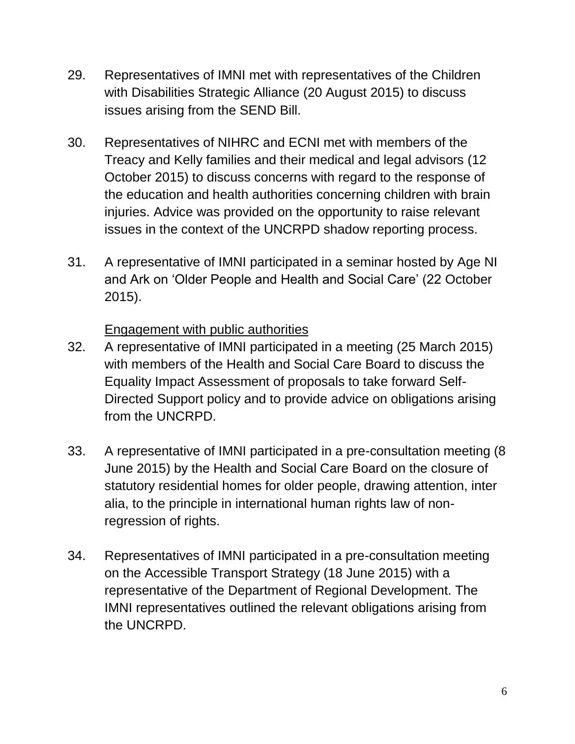29. Representatives of IMNI met with representatives of the Children with Disabilities Strategic Alliance (20 August 2015) to discuss issues arising from the SEND Bill.

30. Representatives of NIHRC and ECNI met with members of the Treacy and Kelly families and their medical and legal advisors (12 October 2015) to discuss concerns with regard to the response of the education and health authorities concerning children with brain injuries. Advice was provided on the opportunity to raise relevant issues in the context of the UNCRPD shadow reporting process.

31. A representative of IMNI participated in a seminar hosted by Age NI and Ark on 'Older People and Health and Social Care' (22 October 2015).

<u>Engagement with public authorities</u>

32. A representative of IMNI participated in a meeting (25 March 2015) with members of the Health and Social Care Board to discuss the Equality Impact Assessment of proposals to take forward Self-Directed Support policy and to provide advice on obligations arising from the UNCRPD.

33. A representative of IMNI participated in a pre-consultation meeting (8 June 2015) by the Health and Social Care Board on the closure of statutory residential homes for older people, drawing attention, inter alia, to the principle in international human rights law of non-regression of rights.

34. Representatives of IMNI participated in a pre-consultation meeting on the Accessible Transport Strategy (18 June 2015) with a representative of the Department of Regional Development. The IMNI representatives outlined the relevant obligations arising from the UNCRPD.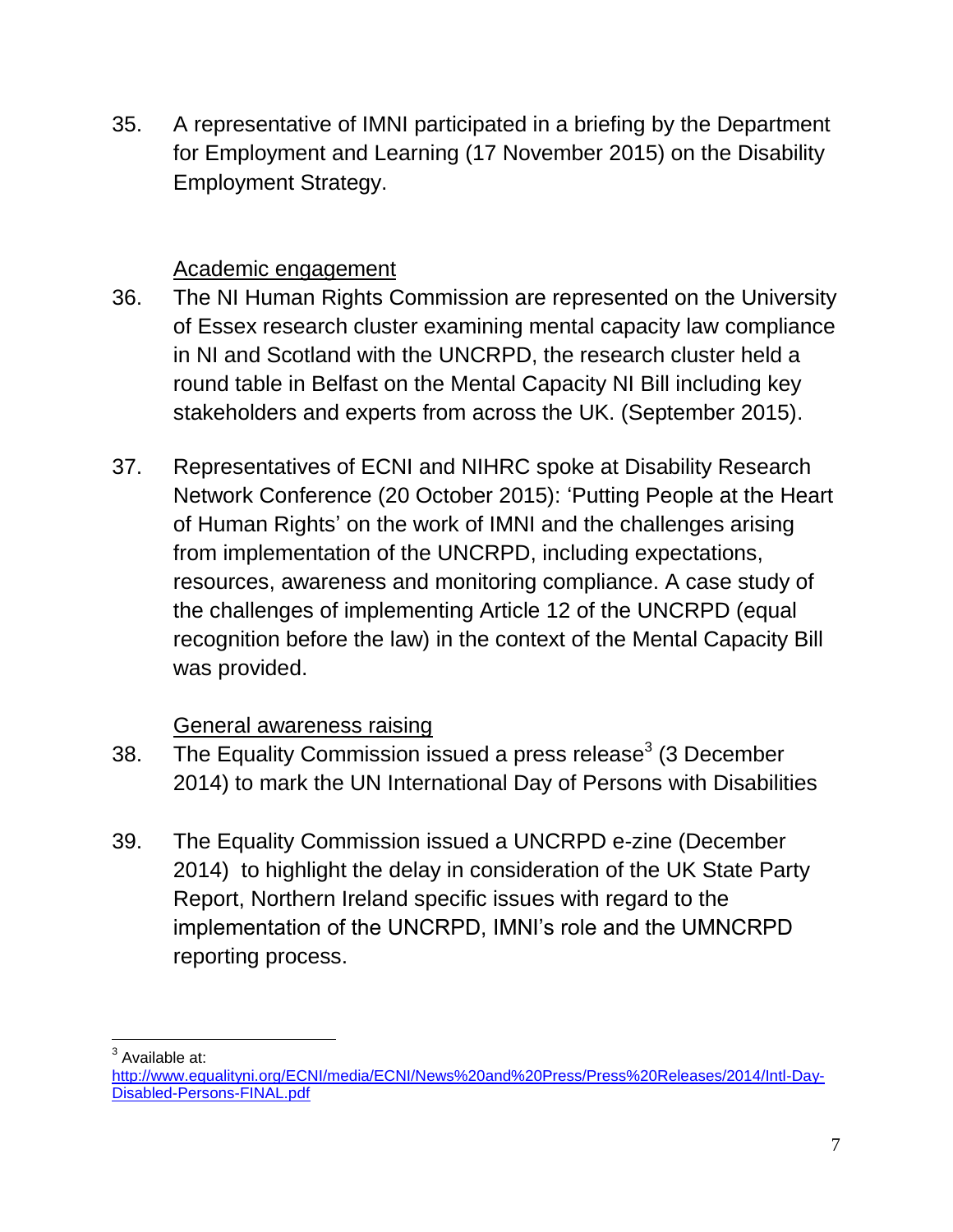35. A representative of IMNI participated in a briefing by the Department for Employment and Learning (17 November 2015) on the Disability Employment Strategy.

<u>Academic engagement</u>

36. The NI Human Rights Commission are represented on the University of Essex research cluster examining mental capacity law compliance in NI and Scotland with the UNCRPD, the research cluster held a round table in Belfast on the Mental Capacity NI Bill including key stakeholders and experts from across the UK. (September 2015).

37. Representatives of ECNI and NIHRC spoke at Disability Research Network Conference (20 October 2015): 'Putting People at the Heart of Human Rights' on the work of IMNI and the challenges arising from implementation of the UNCRPD, including expectations, resources, awareness and monitoring compliance. A case study of the challenges of implementing Article 12 of the UNCRPD (equal recognition before the law) in the context of the Mental Capacity Bill was provided.

<u>General awareness raising</u>

38. The Equality Commission issued a press release[3] (3 December 2014) to mark the UN International Day of Persons with Disabilities

39. The Equality Commission issued a UNCRPD e-zine (December 2014) to highlight the delay in consideration of the UK State Party Report, Northern Ireland specific issues with regard to the implementation of the UNCRPD, IMNI's role and the UMNCRPD reporting process.

---

[3] Available at: http://www.equalityni.org/ECNI/media/ECNI/News%20and%20Press/Press%20Releases/2014/Intl-Day-Disabled-Persons-FINAL.pdf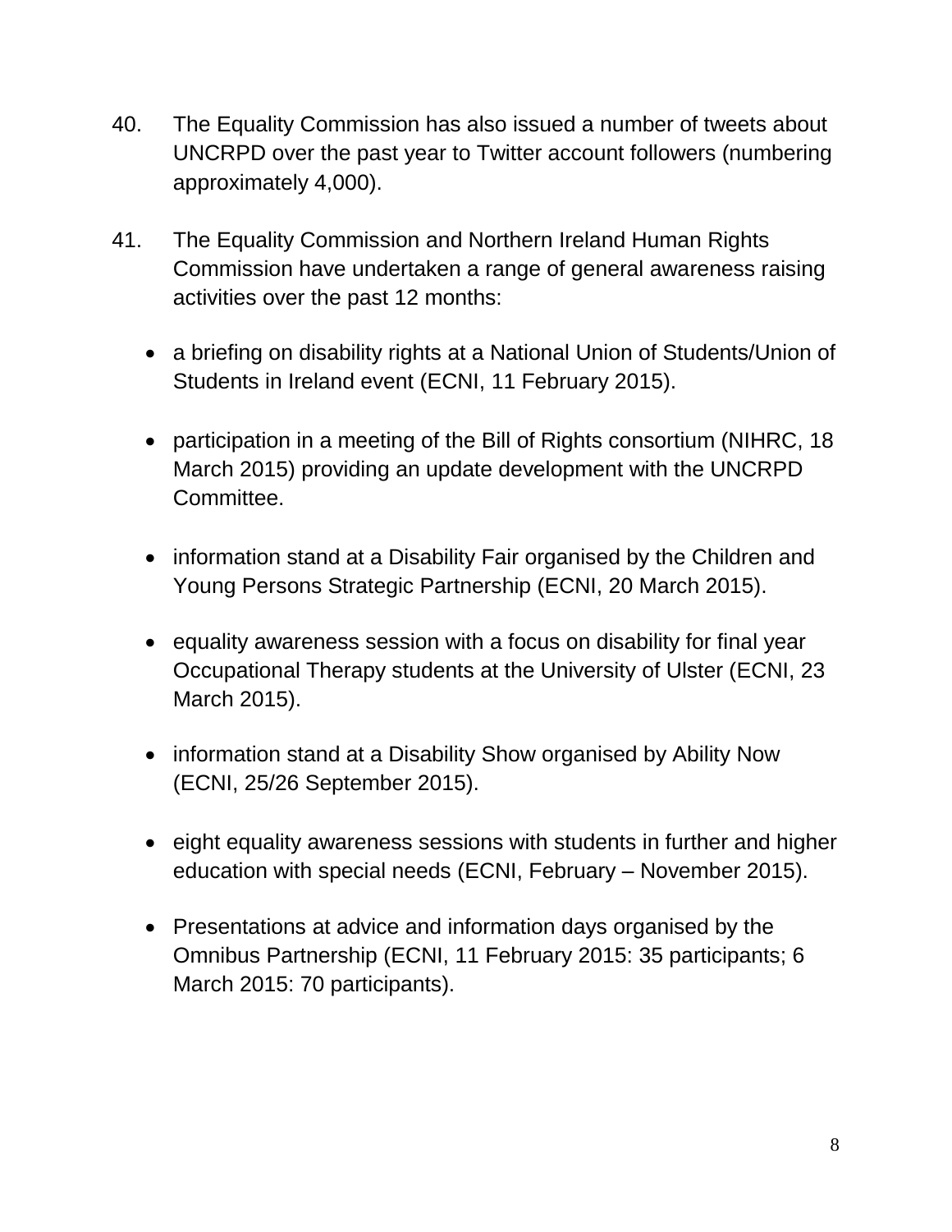40. The Equality Commission has also issued a number of tweets about UNCRPD over the past year to Twitter account followers (numbering approximately 4,000).

41. The Equality Commission and Northern Ireland Human Rights Commission have undertaken a range of general awareness raising activities over the past 12 months:

   - a briefing on disability rights at a National Union of Students/Union of Students in Ireland event (ECNI, 11 February 2015).

   - participation in a meeting of the Bill of Rights consortium (NIHRC, 18 March 2015) providing an update development with the UNCRPD Committee.

   - information stand at a Disability Fair organised by the Children and Young Persons Strategic Partnership (ECNI, 20 March 2015).

   - equality awareness session with a focus on disability for final year Occupational Therapy students at the University of Ulster (ECNI, 23 March 2015).

   - information stand at a Disability Show organised by Ability Now (ECNI, 25/26 September 2015).

   - eight equality awareness sessions with students in further and higher education with special needs (ECNI, February – November 2015).

   - Presentations at advice and information days organised by the Omnibus Partnership (ECNI, 11 February 2015: 35 participants; 6 March 2015: 70 participants).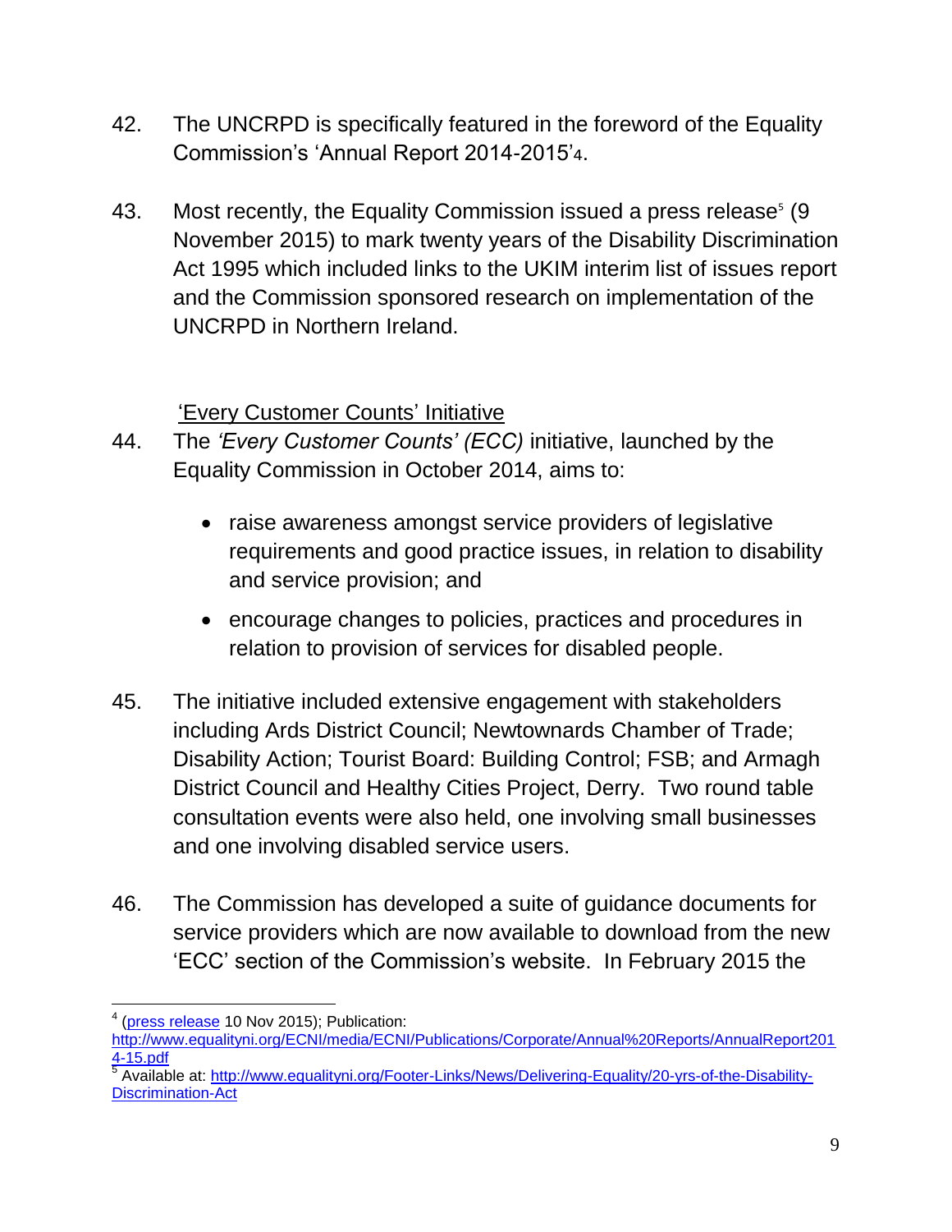42. The UNCRPD is specifically featured in the foreword of the Equality Commission's 'Annual Report 2014-2015'[4].

43. Most recently, the Equality Commission issued a press release[5] (9 November 2015) to mark twenty years of the Disability Discrimination Act 1995 which included links to the UKIM interim list of issues report and the Commission sponsored research on implementation of the UNCRPD in Northern Ireland.

'Every Customer Counts' Initiative

44. The *'Every Customer Counts' (ECC)* initiative, launched by the Equality Commission in October 2014, aims to:

- raise awareness amongst service providers of legislative requirements and good practice issues, in relation to disability and service provision; and
- encourage changes to policies, practices and procedures in relation to provision of services for disabled people.

45. The initiative included extensive engagement with stakeholders including Ards District Council; Newtownards Chamber of Trade; Disability Action; Tourist Board: Building Control; FSB; and Armagh District Council and Healthy Cities Project, Derry. Two round table consultation events were also held, one involving small businesses and one involving disabled service users.

46. The Commission has developed a suite of guidance documents for service providers which are now available to download from the new 'ECC' section of the Commission's website. In February 2015 the

---

[4] (press release 10 Nov 2015); Publication: http://www.equalityni.org/ECNI/media/ECNI/Publications/Corporate/Annual%20Reports/AnnualReport2014-15.pdf

[5] Available at: http://www.equalityni.org/Footer-Links/News/Delivering-Equality/20-yrs-of-the-Disability-Discrimination-Act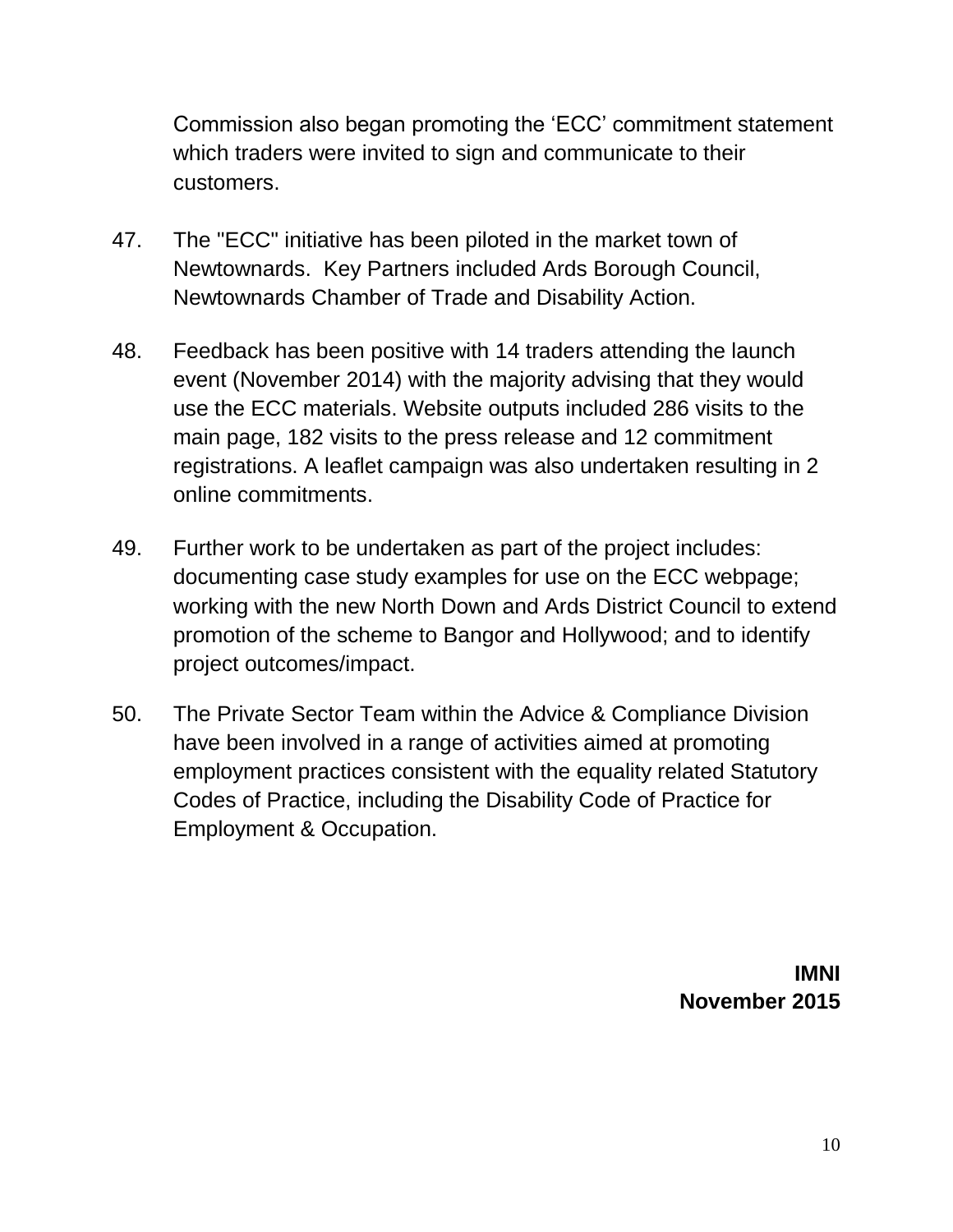Commission also began promoting the 'ECC' commitment statement which traders were invited to sign and communicate to their customers.

47. The "ECC" initiative has been piloted in the market town of Newtownards. Key Partners included Ards Borough Council, Newtownards Chamber of Trade and Disability Action.

48. Feedback has been positive with 14 traders attending the launch event (November 2014) with the majority advising that they would use the ECC materials. Website outputs included 286 visits to the main page, 182 visits to the press release and 12 commitment registrations. A leaflet campaign was also undertaken resulting in 2 online commitments.

49. Further work to be undertaken as part of the project includes: documenting case study examples for use on the ECC webpage; working with the new North Down and Ards District Council to extend promotion of the scheme to Bangor and Hollywood; and to identify project outcomes/impact.

50. The Private Sector Team within the Advice & Compliance Division have been involved in a range of activities aimed at promoting employment practices consistent with the equality related Statutory Codes of Practice, including the Disability Code of Practice for Employment & Occupation.

**IMNI**
**November 2015**